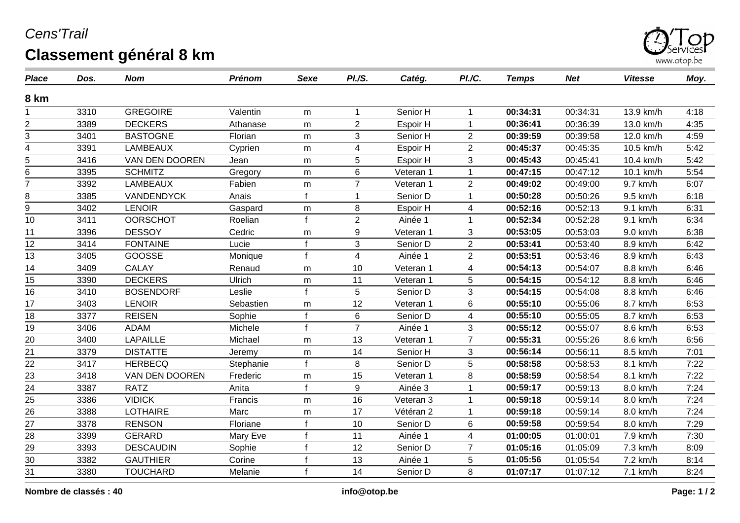*Cens'Trail*

# Classement général 8 km

| *Place* | *Dos.* | *Nom* | *Prénom* | *Sexe* | *Pl./S.* | *Catég.* | *Pl./C.* | *Temps* | *Net* | *Vitesse* | *Moy.* |
|---|---|---|---|---|---|---|---|---|---|---|---|
| **8 km** | | | | | | | | | | | |
| 1 | 3310 | GREGOIRE | Valentin | m | 1 | Senior H | 1 | **00:34:31** | 00:34:31 | 13.9 km/h | 4:18 |
| 2 | 3389 | DECKERS | Athanase | m | 2 | Espoir H | 1 | **00:36:41** | 00:36:39 | 13.0 km/h | 4:35 |
| 3 | 3401 | BASTOGNE | Florian | m | 3 | Senior H | 2 | **00:39:59** | 00:39:58 | 12.0 km/h | 4:59 |
| 4 | 3391 | LAMBEAUX | Cyprien | m | 4 | Espoir H | 2 | **00:45:37** | 00:45:35 | 10.5 km/h | 5:42 |
| 5 | 3416 | VAN DEN DOOREN | Jean | m | 5 | Espoir H | 3 | **00:45:43** | 00:45:41 | 10.4 km/h | 5:42 |
| 6 | 3395 | SCHMITZ | Gregory | m | 6 | Veteran 1 | 1 | **00:47:15** | 00:47:12 | 10.1 km/h | 5:54 |
| 7 | 3392 | LAMBEAUX | Fabien | m | 7 | Veteran 1 | 2 | **00:49:02** | 00:49:00 | 9.7 km/h | 6:07 |
| 8 | 3385 | VANDENDYCK | Anais | f | 1 | Senior D | 1 | **00:50:28** | 00:50:26 | 9.5 km/h | 6:18 |
| 9 | 3402 | LENOIR | Gaspard | m | 8 | Espoir H | 4 | **00:52:16** | 00:52:13 | 9.1 km/h | 6:31 |
| 10 | 3411 | OORSCHOT | Roelian | f | 2 | Ainée 1 | 1 | **00:52:34** | 00:52:28 | 9.1 km/h | 6:34 |
| 11 | 3396 | DESSOY | Cedric | m | 9 | Veteran 1 | 3 | **00:53:05** | 00:53:03 | 9.0 km/h | 6:38 |
| 12 | 3414 | FONTAINE | Lucie | f | 3 | Senior D | 2 | **00:53:41** | 00:53:40 | 8.9 km/h | 6:42 |
| 13 | 3405 | GOOSSE | Monique | f | 4 | Ainée 1 | 2 | **00:53:51** | 00:53:46 | 8.9 km/h | 6:43 |
| 14 | 3409 | CALAY | Renaud | m | 10 | Veteran 1 | 4 | **00:54:13** | 00:54:07 | 8.8 km/h | 6:46 |
| 15 | 3390 | DECKERS | Ulrich | m | 11 | Veteran 1 | 5 | **00:54:15** | 00:54:12 | 8.8 km/h | 6:46 |
| 16 | 3410 | BOSENDORF | Leslie | f | 5 | Senior D | 3 | **00:54:15** | 00:54:08 | 8.8 km/h | 6:46 |
| 17 | 3403 | LENOIR | Sebastien | m | 12 | Veteran 1 | 6 | **00:55:10** | 00:55:06 | 8.7 km/h | 6:53 |
| 18 | 3377 | REISEN | Sophie | f | 6 | Senior D | 4 | **00:55:10** | 00:55:05 | 8.7 km/h | 6:53 |
| 19 | 3406 | ADAM | Michele | f | 7 | Ainée 1 | 3 | **00:55:12** | 00:55:07 | 8.6 km/h | 6:53 |
| 20 | 3400 | LAPAILLE | Michael | m | 13 | Veteran 1 | 7 | **00:55:31** | 00:55:26 | 8.6 km/h | 6:56 |
| 21 | 3379 | DISTATTE | Jeremy | m | 14 | Senior H | 3 | **00:56:14** | 00:56:11 | 8.5 km/h | 7:01 |
| 22 | 3417 | HERBECQ | Stephanie | f | 8 | Senior D | 5 | **00:58:58** | 00:58:53 | 8.1 km/h | 7:22 |
| 23 | 3418 | VAN DEN DOOREN | Frederic | m | 15 | Veteran 1 | 8 | **00:58:59** | 00:58:54 | 8.1 km/h | 7:22 |
| 24 | 3387 | RATZ | Anita | f | 9 | Ainée 3 | 1 | **00:59:17** | 00:59:13 | 8.0 km/h | 7:24 |
| 25 | 3386 | VIDICK | Francis | m | 16 | Veteran 3 | 1 | **00:59:18** | 00:59:14 | 8.0 km/h | 7:24 |
| 26 | 3388 | LOTHAIRE | Marc | m | 17 | Vétéran 2 | 1 | **00:59:18** | 00:59:14 | 8.0 km/h | 7:24 |
| 27 | 3378 | RENSON | Floriane | f | 10 | Senior D | 6 | **00:59:58** | 00:59:54 | 8.0 km/h | 7:29 |
| 28 | 3399 | GERARD | Mary Eve | f | 11 | Ainée 1 | 4 | **01:00:05** | 01:00:01 | 7.9 km/h | 7:30 |
| 29 | 3393 | DESCAUDIN | Sophie | f | 12 | Senior D | 7 | **01:05:16** | 01:05:09 | 7.3 km/h | 8:09 |
| 30 | 3382 | GAUTHIER | Corine | f | 13 | Ainée 1 | 5 | **01:05:56** | 01:05:54 | 7.2 km/h | 8:14 |
| 31 | 3380 | TOUCHARD | Melanie | f | 14 | Senior D | 8 | **01:07:17** | 01:07:12 | 7.1 km/h | 8:24 |

**Nombre de classés : 40**

**info@otop.be**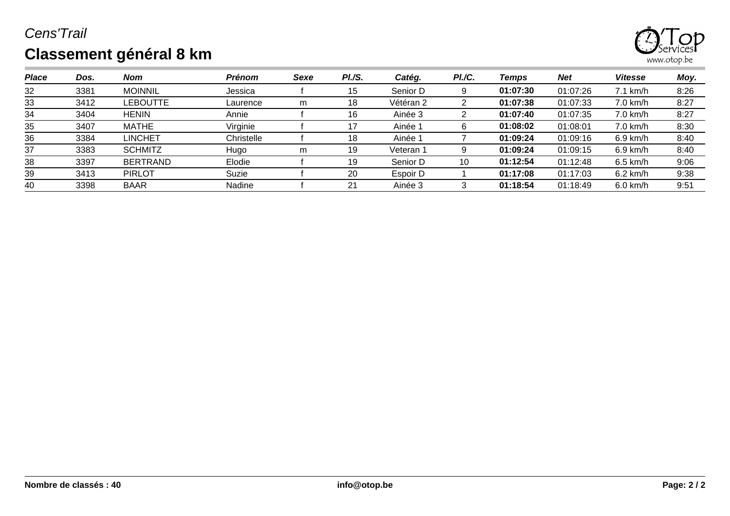*Cens'Trail*

# Classement général 8 km

| *Place* | *Dos.* | *Nom* | *Prénom* | *Sexe* | *Pl./S.* | *Catég.* | *Pl./C.* | *Temps* | *Net* | *Vitesse* | *Moy.* |
|---|---|---|---|---|---|---|---|---|---|---|---|
| 32 | 3381 | MOINNIL | Jessica | f | 15 | Senior D | 9 | **01:07:30** | 01:07:26 | 7.1 km/h | 8:26 |
| 33 | 3412 | LEBOUTTE | Laurence | m | 18 | Vétéran 2 | 2 | **01:07:38** | 01:07:33 | 7.0 km/h | 8:27 |
| 34 | 3404 | HENIN | Annie | f | 16 | Ainée 3 | 2 | **01:07:40** | 01:07:35 | 7.0 km/h | 8:27 |
| 35 | 3407 | MATHE | Virginie | f | 17 | Ainée 1 | 6 | **01:08:02** | 01:08:01 | 7.0 km/h | 8:30 |
| 36 | 3384 | LINCHET | Christelle | f | 18 | Ainée 1 | 7 | **01:09:24** | 01:09:16 | 6.9 km/h | 8:40 |
| 37 | 3383 | SCHMITZ | Hugo | m | 19 | Veteran 1 | 9 | **01:09:24** | 01:09:15 | 6.9 km/h | 8:40 |
| 38 | 3397 | BERTRAND | Elodie | f | 19 | Senior D | 10 | **01:12:54** | 01:12:48 | 6.5 km/h | 9:06 |
| 39 | 3413 | PIRLOT | Suzie | f | 20 | Espoir D | 1 | **01:17:08** | 01:17:03 | 6.2 km/h | 9:38 |
| 40 | 3398 | BAAR | Nadine | f | 21 | Ainée 3 | 3 | **01:18:54** | 01:18:49 | 6.0 km/h | 9:51 |

**Nombre de classés : 40**

**info@otop.be**